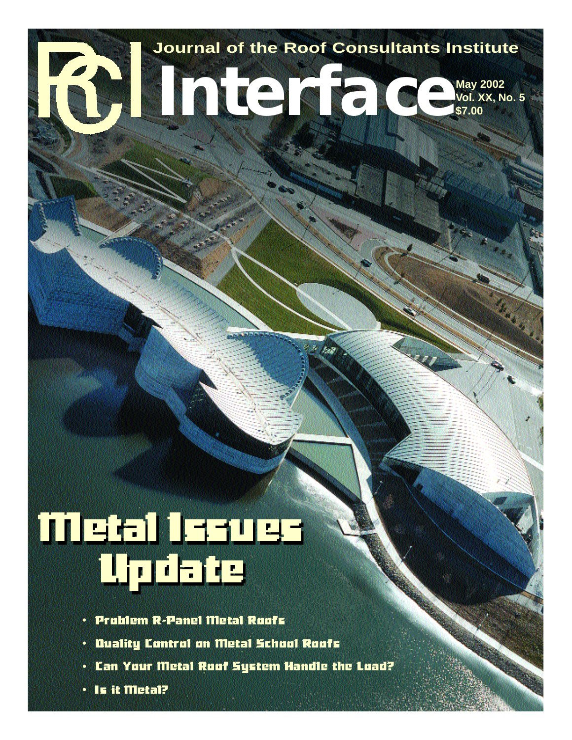RCI

Journal of the Roof Consultants Institute

# Interface

May 2002
Vol. XX, No. 5
$7.00

# Metal Issues Update

- Problem R-Panel Metal Roofs
- Quality Control on Metal School Roofs
- Can Your Metal Roof System Handle the Load?
- Is it Metal?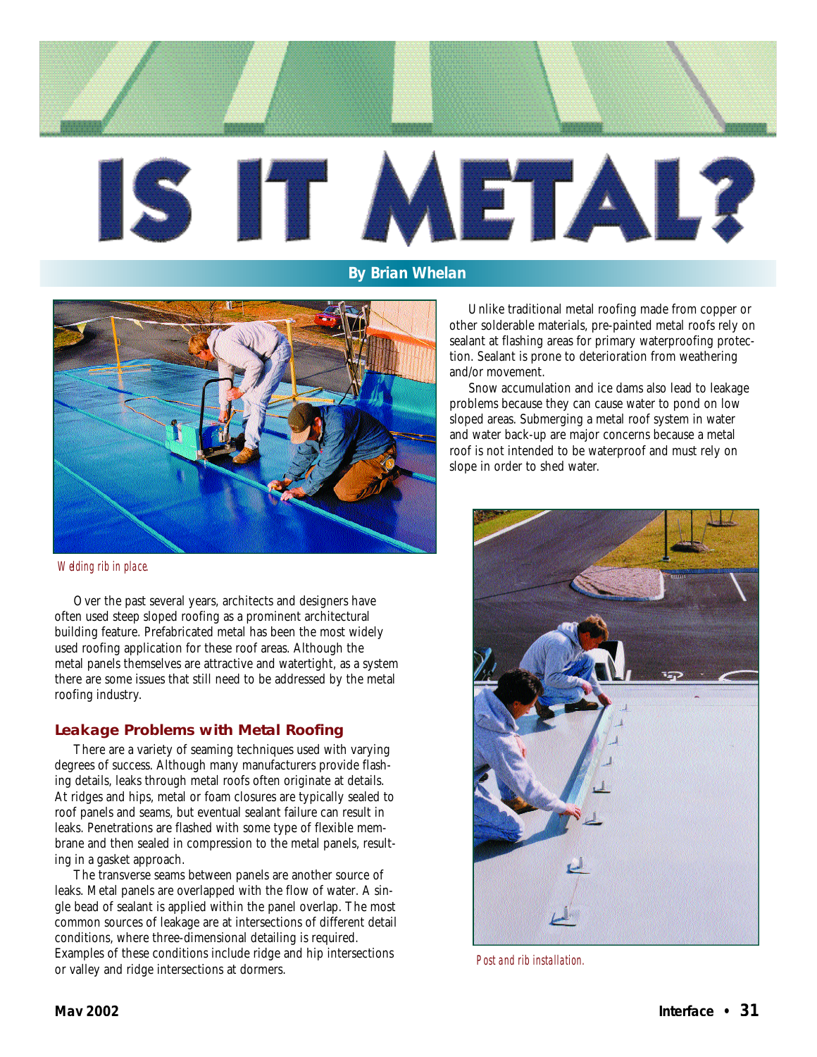# IS IT METAL?

**By Brian Whelan**

*Welding rib in place.*

Over the past several years, architects and designers have often used steep sloped roofing as a prominent architectural building feature. Prefabricated metal has been the most widely used roofing application for these roof areas. Although the metal panels themselves are attractive and watertight, as a system there are some issues that still need to be addressed by the metal roofing industry.

## Leakage Problems with Metal Roofing

There are a variety of seaming techniques used with varying degrees of success. Although many manufacturers provide flashing details, leaks through metal roofs often originate at details. At ridges and hips, metal or foam closures are typically sealed to roof panels and seams, but eventual sealant failure can result in leaks. Penetrations are flashed with some type of flexible membrane and then sealed in compression to the metal panels, resulting in a gasket approach.

The transverse seams between panels are another source of leaks. Metal panels are overlapped with the flow of water. A single bead of sealant is applied within the panel overlap. The most common sources of leakage are at intersections of different detail conditions, where three-dimensional detailing is required. Examples of these conditions include ridge and hip intersections or valley and ridge intersections at dormers.

Unlike traditional metal roofing made from copper or other solderable materials, pre-painted metal roofs rely on sealant at flashing areas for primary waterproofing protection. Sealant is prone to deterioration from weathering and/or movement.

Snow accumulation and ice dams also lead to leakage problems because they can cause water to pond on low sloped areas. Submerging a metal roof system in water and water back-up are major concerns because a metal roof is not intended to be waterproof and must rely on slope in order to shed water.

*Post and rib installation.*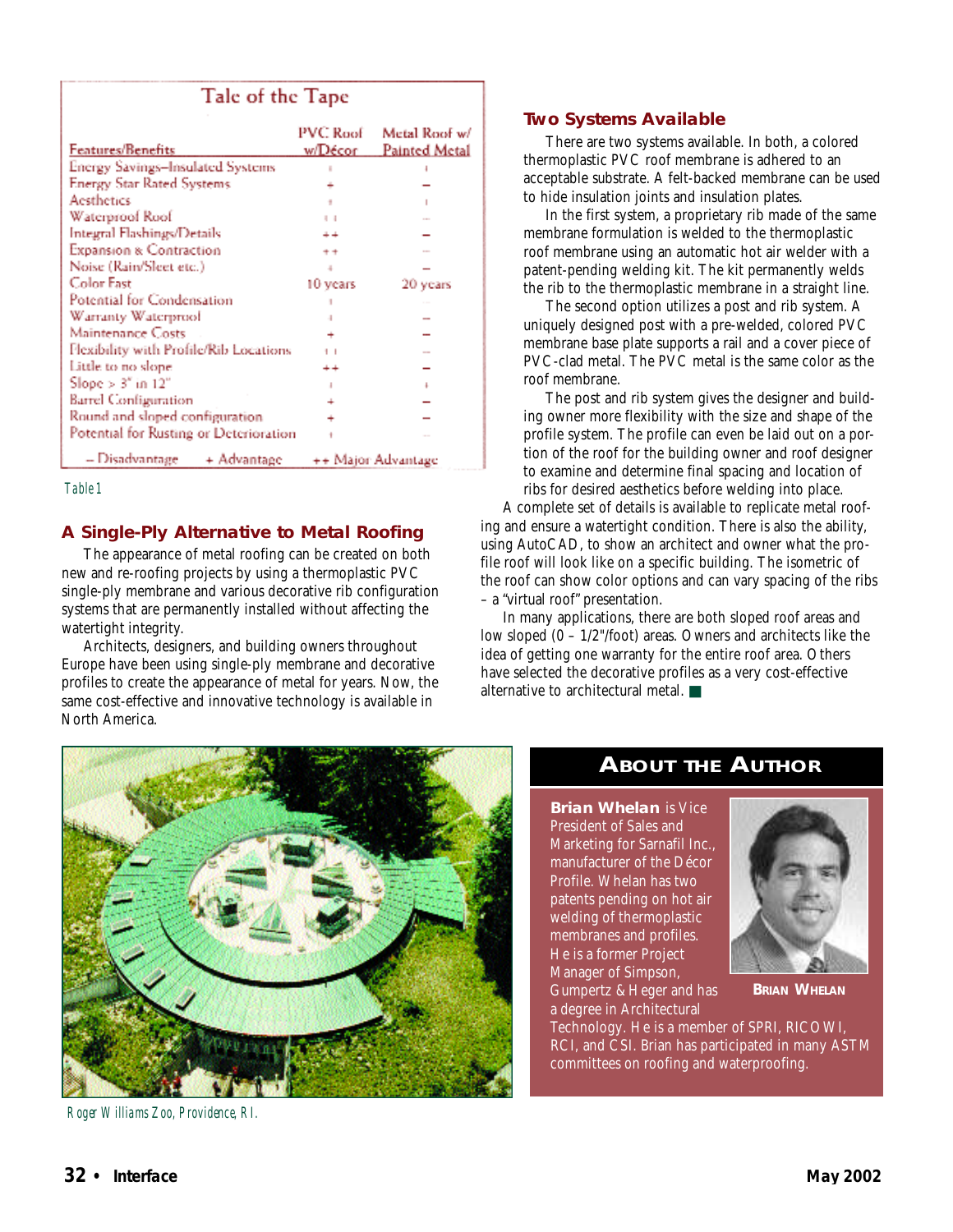| Features/Benefits | PVC Roof w/Décor | Metal Roof w/ Painted Metal |
|---|---|---|
| Energy Savings–Insulated Systems | + | + |
| Energy Star Rated Systems | + | – |
| Aesthetics | + | + |
| Waterproof Roof | ++ | – |
| Integral Flashings/Details | ++ | – |
| Expansion & Contraction | ++ | – |
| Noise (Rain/Sleet etc.) | + | – |
| Color Fast | 10 years | 20 years |
| Potential for Condensation | + | – |
| Warranty Waterproof | + | – |
| Maintenance Costs | + | – |
| Flexibility with Profile/Rib Locations | ++ | – |
| Little to no slope | ++ | – |
| Slope > 3" in 12" | + | + |
| Barrel Configuration | + | – |
| Round and sloped configuration | + | – |
| Potential for Rusting or Deterioration | + | – |

– Disadvantage + Advantage ++ Major Advantage

*Table 1*

## A Single-Ply Alternative to Metal Roofing

The appearance of metal roofing can be created on both new and re-roofing projects by using a thermoplastic PVC single-ply membrane and various decorative rib configuration systems that are permanently installed without affecting the watertight integrity.

Architects, designers, and building owners throughout Europe have been using single-ply membrane and decorative profiles to create the appearance of metal for years. Now, the same cost-effective and innovative technology is available in North America.

## Two Systems Available

There are two systems available. In both, a colored thermoplastic PVC roof membrane is adhered to an acceptable substrate. A felt-backed membrane can be used to hide insulation joints and insulation plates.

In the first system, a proprietary rib made of the same membrane formulation is welded to the thermoplastic roof membrane using an automatic hot air welder with a patent-pending welding kit. The kit permanently welds the rib to the thermoplastic membrane in a straight line.

The second option utilizes a post and rib system. A uniquely designed post with a pre-welded, colored PVC membrane base plate supports a rail and a cover piece of PVC-clad metal. The PVC metal is the same color as the roof membrane.

The post and rib system gives the designer and building owner more flexibility with the size and shape of the profile system. The profile can even be laid out on a portion of the roof for the building owner and roof designer to examine and determine final spacing and location of ribs for desired aesthetics before welding into place.

A complete set of details is available to replicate metal roofing and ensure a watertight condition. There is also the ability, using AutoCAD, to show an architect and owner what the profile roof will look like on a specific building. The isometric of the roof can show color options and can vary spacing of the ribs – a "virtual roof" presentation.

In many applications, there are both sloped roof areas and low sloped (0 – 1/2"/foot) areas. Owners and architects like the idea of getting one warranty for the entire roof area. Others have selected the decorative profiles as a very cost-effective alternative to architectural metal. ■

*Roger Williams Zoo, Providence, RI.*

## About the Author

**Brian Whelan** is Vice President of Sales and Marketing for Sarnafil Inc., manufacturer of the Décor Profile. Whelan has two patents pending on hot air welding of thermoplastic membranes and profiles. He is a former Project Manager of Simpson, Gumpertz & Heger and has a degree in Architectural Technology. He is a member of SPRI, RICOWI, RCI, and CSI. Brian has participated in many ASTM committees on roofing and waterproofing.

**Brian Whelan**